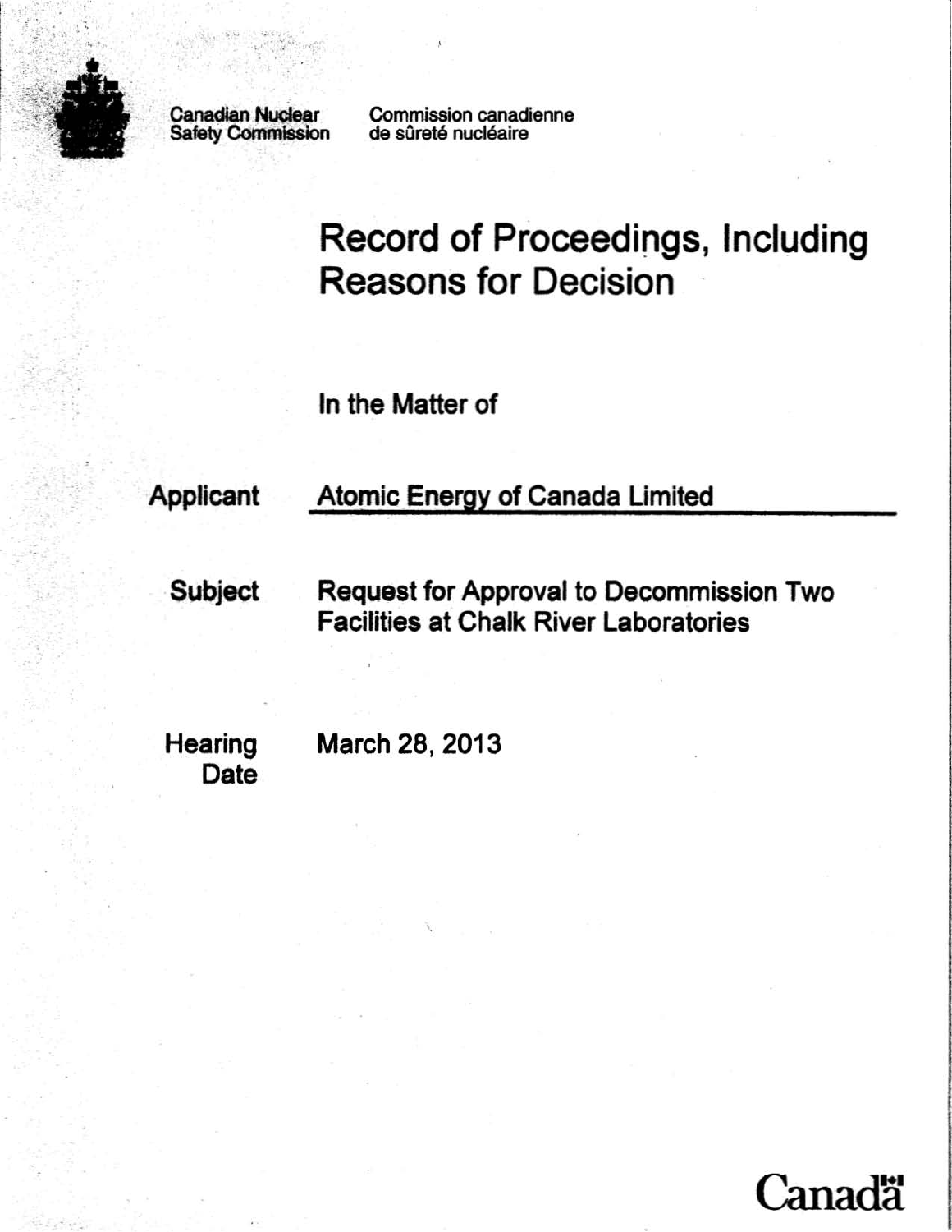Canadian Nuclear Safety Commission

Commission canadienne de sûreté nucléaire

# Record of Proceedings, Including Reasons for Decision

In the Matter of

| | |
|---|---|
| **Applicant** | **Atomic Energy of Canada Limited** |
| **Subject** | **Request for Approval to Decommission Two Facilities at Chalk River Laboratories** |
| **Hearing Date** | **March 28, 2013** |

Canada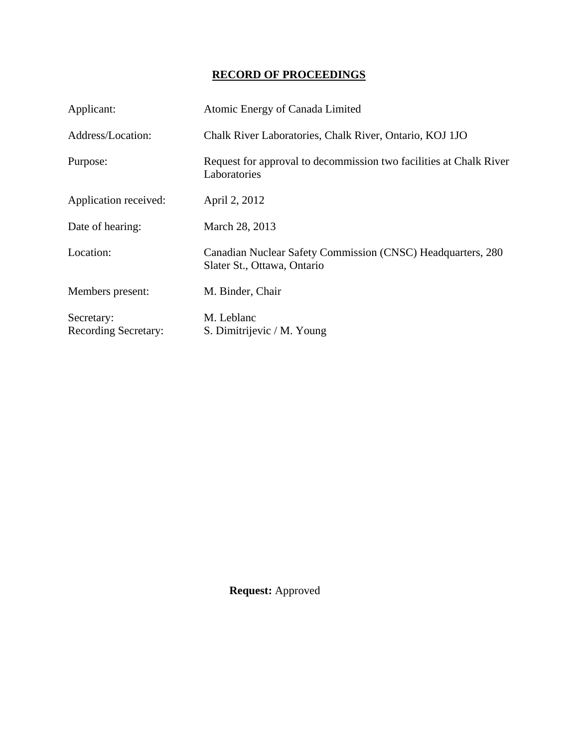# RECORD OF PROCEEDINGS

| | |
|---|---|
| Applicant: | Atomic Energy of Canada Limited |
| Address/Location: | Chalk River Laboratories, Chalk River, Ontario, KOJ 1JO |
| Purpose: | Request for approval to decommission two facilities at Chalk River Laboratories |
| Application received: | April 2, 2012 |
| Date of hearing: | March 28, 2013 |
| Location: | Canadian Nuclear Safety Commission (CNSC) Headquarters, 280 Slater St., Ottawa, Ontario |
| Members present: | M. Binder, Chair |
| Secretary: | M. Leblanc |
| Recording Secretary: | S. Dimitrijevic / M. Young |

**Request:** Approved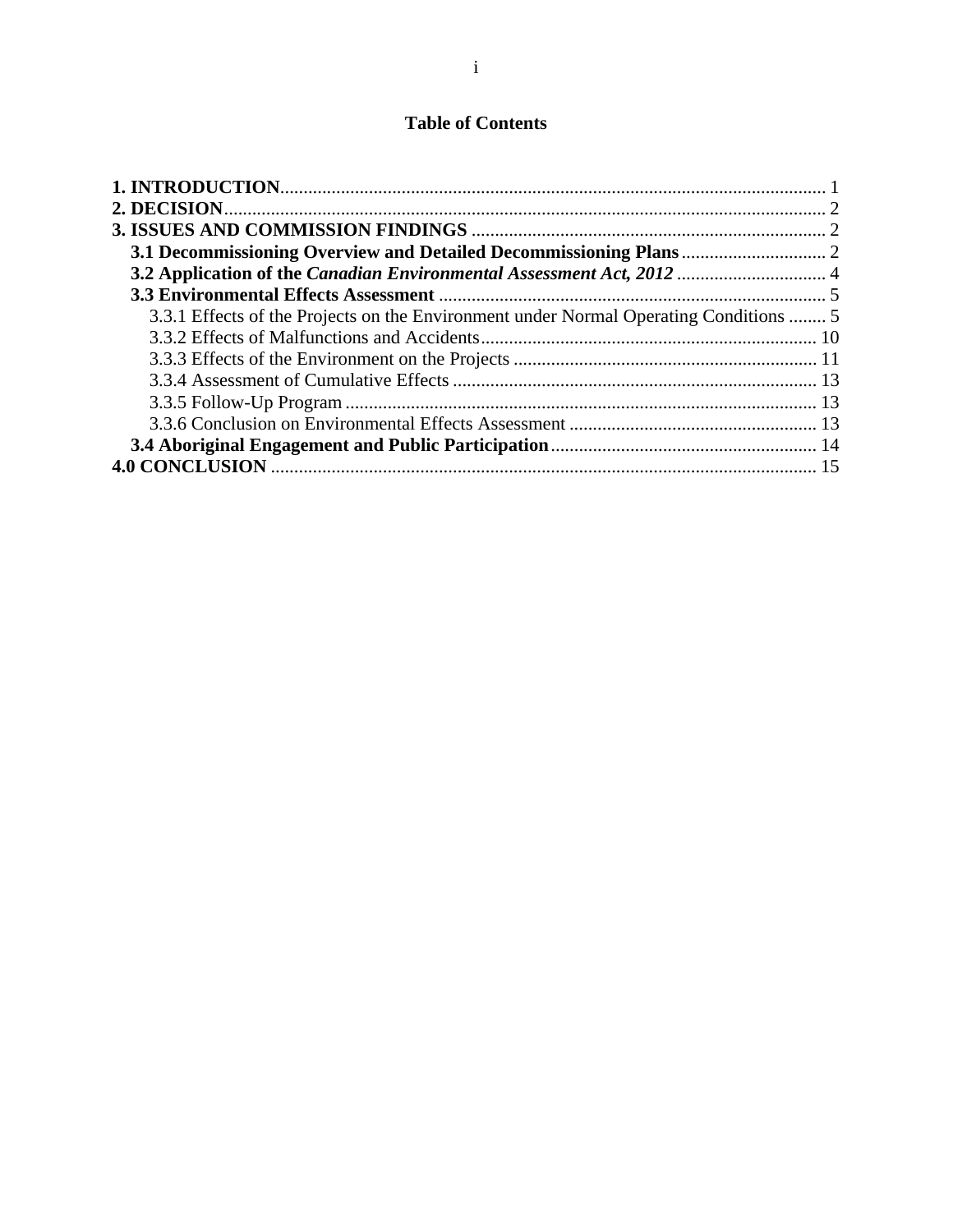# Table of Contents

**1. INTRODUCTION** ..... 1
**2. DECISION** ..... 2
**3. ISSUES AND COMMISSION FINDINGS** ..... 2
  **3.1 Decommissioning Overview and Detailed Decommissioning Plans** ..... 2
  **3.2 Application of the *Canadian Environmental Assessment Act, 2012*** ..... 4
  **3.3 Environmental Effects Assessment** ..... 5
    3.3.1 Effects of the Projects on the Environment under Normal Operating Conditions ..... 5
    3.3.2 Effects of Malfunctions and Accidents ..... 10
    3.3.3 Effects of the Environment on the Projects ..... 11
    3.3.4 Assessment of Cumulative Effects ..... 13
    3.3.5 Follow-Up Program ..... 13
    3.3.6 Conclusion on Environmental Effects Assessment ..... 13
  **3.4 Aboriginal Engagement and Public Participation** ..... 14
**4.0 CONCLUSION** ..... 15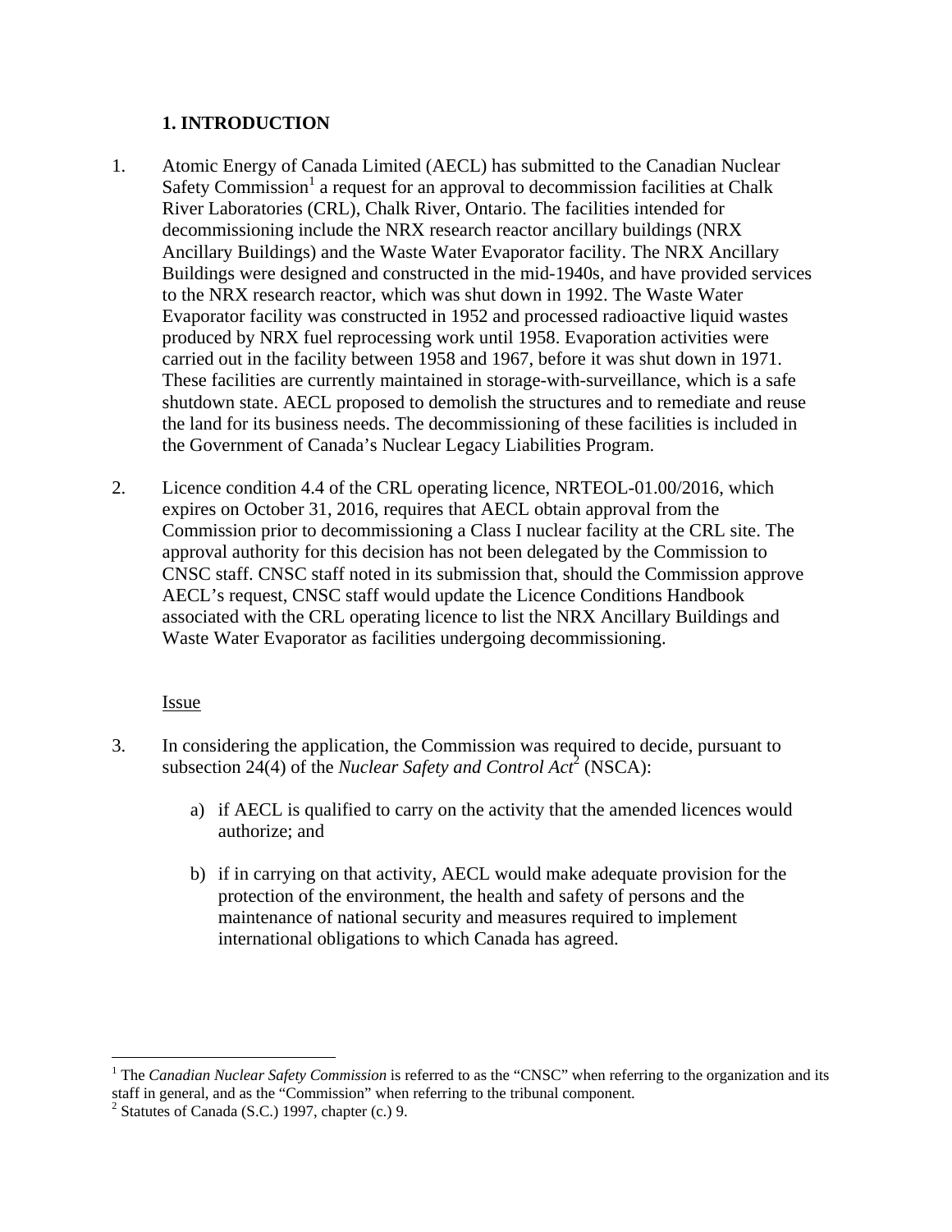## 1. INTRODUCTION

1. Atomic Energy of Canada Limited (AECL) has submitted to the Canadian Nuclear Safety Commission[1] a request for an approval to decommission facilities at Chalk River Laboratories (CRL), Chalk River, Ontario. The facilities intended for decommissioning include the NRX research reactor ancillary buildings (NRX Ancillary Buildings) and the Waste Water Evaporator facility. The NRX Ancillary Buildings were designed and constructed in the mid-1940s, and have provided services to the NRX research reactor, which was shut down in 1992. The Waste Water Evaporator facility was constructed in 1952 and processed radioactive liquid wastes produced by NRX fuel reprocessing work until 1958. Evaporation activities were carried out in the facility between 1958 and 1967, before it was shut down in 1971. These facilities are currently maintained in storage-with-surveillance, which is a safe shutdown state. AECL proposed to demolish the structures and to remediate and reuse the land for its business needs. The decommissioning of these facilities is included in the Government of Canada's Nuclear Legacy Liabilities Program.

2. Licence condition 4.4 of the CRL operating licence, NRTEOL-01.00/2016, which expires on October 31, 2016, requires that AECL obtain approval from the Commission prior to decommissioning a Class I nuclear facility at the CRL site. The approval authority for this decision has not been delegated by the Commission to CNSC staff. CNSC staff noted in its submission that, should the Commission approve AECL's request, CNSC staff would update the Licence Conditions Handbook associated with the CRL operating licence to list the NRX Ancillary Buildings and Waste Water Evaporator as facilities undergoing decommissioning.

Issue

3. In considering the application, the Commission was required to decide, pursuant to subsection 24(4) of the *Nuclear Safety and Control Act*[2] (NSCA):

   a) if AECL is qualified to carry on the activity that the amended licences would authorize; and

   b) if in carrying on that activity, AECL would make adequate provision for the protection of the environment, the health and safety of persons and the maintenance of national security and measures required to implement international obligations to which Canada has agreed.

---

[1] The *Canadian Nuclear Safety Commission* is referred to as the "CNSC" when referring to the organization and its staff in general, and as the "Commission" when referring to the tribunal component.

[2] Statutes of Canada (S.C.) 1997, chapter (c.) 9.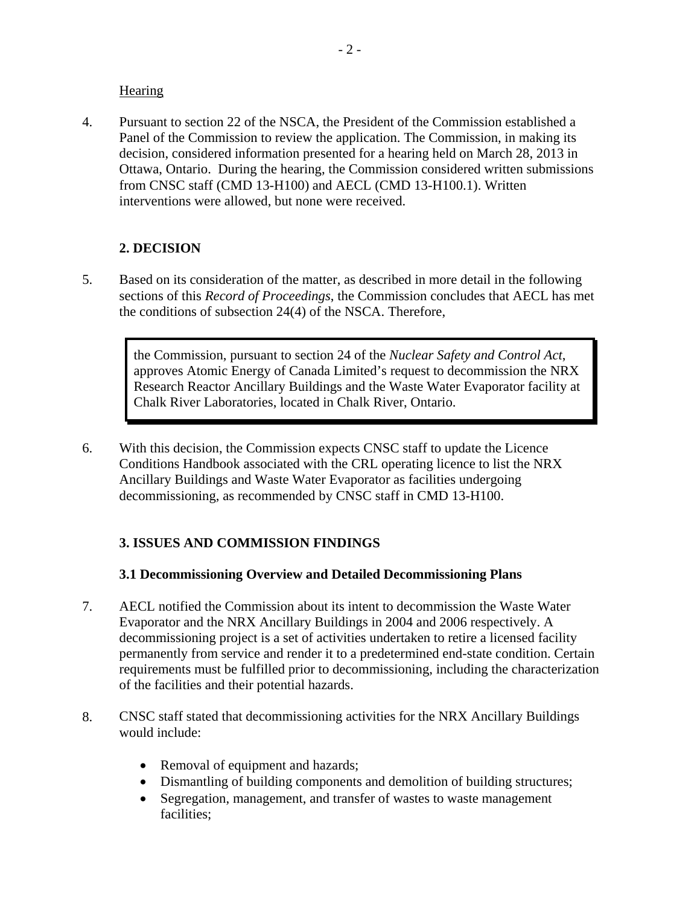Hearing

4. Pursuant to section 22 of the NSCA, the President of the Commission established a Panel of the Commission to review the application. The Commission, in making its decision, considered information presented for a hearing held on March 28, 2013 in Ottawa, Ontario. During the hearing, the Commission considered written submissions from CNSC staff (CMD 13-H100) and AECL (CMD 13-H100.1). Written interventions were allowed, but none were received.

## 2. DECISION

5. Based on its consideration of the matter, as described in more detail in the following sections of this *Record of Proceedings*, the Commission concludes that AECL has met the conditions of subsection 24(4) of the NSCA. Therefore,

> the Commission, pursuant to section 24 of the *Nuclear Safety and Control Act*, approves Atomic Energy of Canada Limited's request to decommission the NRX Research Reactor Ancillary Buildings and the Waste Water Evaporator facility at Chalk River Laboratories, located in Chalk River, Ontario.

6. With this decision, the Commission expects CNSC staff to update the Licence Conditions Handbook associated with the CRL operating licence to list the NRX Ancillary Buildings and Waste Water Evaporator as facilities undergoing decommissioning, as recommended by CNSC staff in CMD 13-H100.

## 3. ISSUES AND COMMISSION FINDINGS

### 3.1 Decommissioning Overview and Detailed Decommissioning Plans

7. AECL notified the Commission about its intent to decommission the Waste Water Evaporator and the NRX Ancillary Buildings in 2004 and 2006 respectively. A decommissioning project is a set of activities undertaken to retire a licensed facility permanently from service and render it to a predetermined end-state condition. Certain requirements must be fulfilled prior to decommissioning, including the characterization of the facilities and their potential hazards.

8. CNSC staff stated that decommissioning activities for the NRX Ancillary Buildings would include:

   - Removal of equipment and hazards;
   - Dismantling of building components and demolition of building structures;
   - Segregation, management, and transfer of wastes to waste management facilities;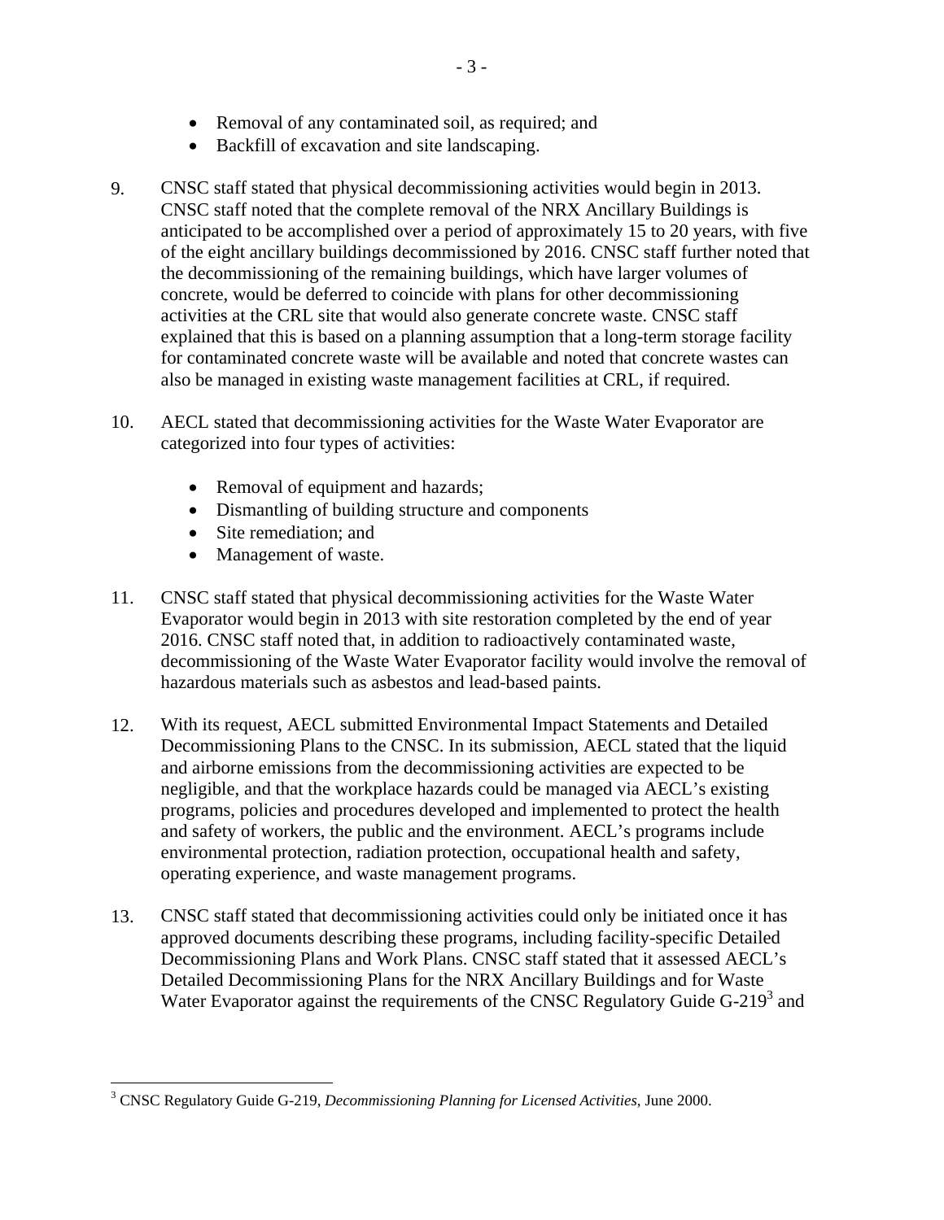- Removal of any contaminated soil, as required; and
- Backfill of excavation and site landscaping.

9. CNSC staff stated that physical decommissioning activities would begin in 2013. CNSC staff noted that the complete removal of the NRX Ancillary Buildings is anticipated to be accomplished over a period of approximately 15 to 20 years, with five of the eight ancillary buildings decommissioned by 2016. CNSC staff further noted that the decommissioning of the remaining buildings, which have larger volumes of concrete, would be deferred to coincide with plans for other decommissioning activities at the CRL site that would also generate concrete waste. CNSC staff explained that this is based on a planning assumption that a long-term storage facility for contaminated concrete waste will be available and noted that concrete wastes can also be managed in existing waste management facilities at CRL, if required.

10. AECL stated that decommissioning activities for the Waste Water Evaporator are categorized into four types of activities:

    - Removal of equipment and hazards;
    - Dismantling of building structure and components
    - Site remediation; and
    - Management of waste.

11. CNSC staff stated that physical decommissioning activities for the Waste Water Evaporator would begin in 2013 with site restoration completed by the end of year 2016. CNSC staff noted that, in addition to radioactively contaminated waste, decommissioning of the Waste Water Evaporator facility would involve the removal of hazardous materials such as asbestos and lead-based paints.

12. With its request, AECL submitted Environmental Impact Statements and Detailed Decommissioning Plans to the CNSC. In its submission, AECL stated that the liquid and airborne emissions from the decommissioning activities are expected to be negligible, and that the workplace hazards could be managed via AECL's existing programs, policies and procedures developed and implemented to protect the health and safety of workers, the public and the environment. AECL's programs include environmental protection, radiation protection, occupational health and safety, operating experience, and waste management programs.

13. CNSC staff stated that decommissioning activities could only be initiated once it has approved documents describing these programs, including facility-specific Detailed Decommissioning Plans and Work Plans. CNSC staff stated that it assessed AECL's Detailed Decommissioning Plans for the NRX Ancillary Buildings and for Waste Water Evaporator against the requirements of the CNSC Regulatory Guide G-219[3] and

---

[3] CNSC Regulatory Guide G-219, *Decommissioning Planning for Licensed Activities*, June 2000.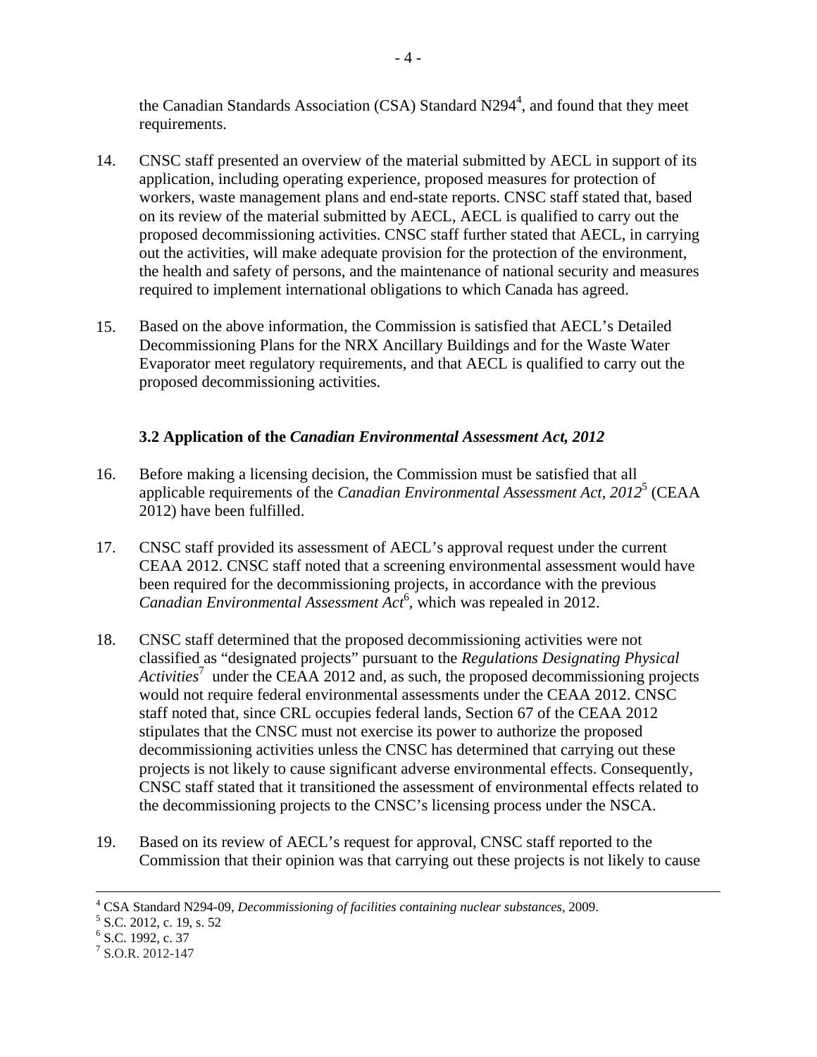the Canadian Standards Association (CSA) Standard N294[4], and found that they meet requirements.

14. CNSC staff presented an overview of the material submitted by AECL in support of its application, including operating experience, proposed measures for protection of workers, waste management plans and end-state reports. CNSC staff stated that, based on its review of the material submitted by AECL, AECL is qualified to carry out the proposed decommissioning activities. CNSC staff further stated that AECL, in carrying out the activities, will make adequate provision for the protection of the environment, the health and safety of persons, and the maintenance of national security and measures required to implement international obligations to which Canada has agreed.

15. Based on the above information, the Commission is satisfied that AECL's Detailed Decommissioning Plans for the NRX Ancillary Buildings and for the Waste Water Evaporator meet regulatory requirements, and that AECL is qualified to carry out the proposed decommissioning activities.

### 3.2 Application of the *Canadian Environmental Assessment Act, 2012*

16. Before making a licensing decision, the Commission must be satisfied that all applicable requirements of the *Canadian Environmental Assessment Act, 2012*[5] (CEAA 2012) have been fulfilled.

17. CNSC staff provided its assessment of AECL's approval request under the current CEAA 2012. CNSC staff noted that a screening environmental assessment would have been required for the decommissioning projects, in accordance with the previous *Canadian Environmental Assessment Act*[6], which was repealed in 2012.

18. CNSC staff determined that the proposed decommissioning activities were not classified as "designated projects" pursuant to the *Regulations Designating Physical Activities*[7] under the CEAA 2012 and, as such, the proposed decommissioning projects would not require federal environmental assessments under the CEAA 2012. CNSC staff noted that, since CRL occupies federal lands, Section 67 of the CEAA 2012 stipulates that the CNSC must not exercise its power to authorize the proposed decommissioning activities unless the CNSC has determined that carrying out these projects is not likely to cause significant adverse environmental effects. Consequently, CNSC staff stated that it transitioned the assessment of environmental effects related to the decommissioning projects to the CNSC's licensing process under the NSCA.

19. Based on its review of AECL's request for approval, CNSC staff reported to the Commission that their opinion was that carrying out these projects is not likely to cause

---

[4] CSA Standard N294-09, *Decommissioning of facilities containing nuclear substances*, 2009.
[5] S.C. 2012, c. 19, s. 52
[6] S.C. 1992, c. 37
[7] S.O.R. 2012-147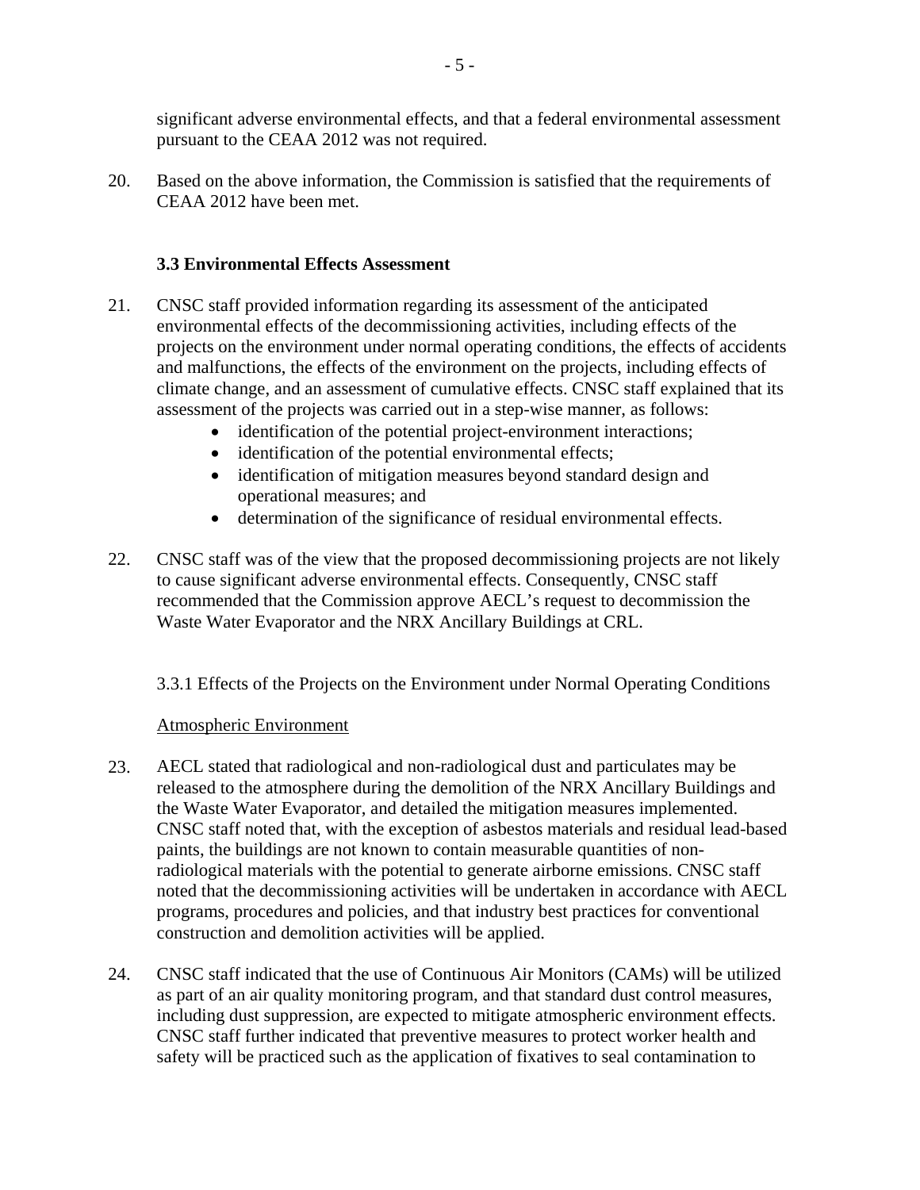significant adverse environmental effects, and that a federal environmental assessment pursuant to the CEAA 2012 was not required.

20. Based on the above information, the Commission is satisfied that the requirements of CEAA 2012 have been met.

### 3.3 Environmental Effects Assessment

21. CNSC staff provided information regarding its assessment of the anticipated environmental effects of the decommissioning activities, including effects of the projects on the environment under normal operating conditions, the effects of accidents and malfunctions, the effects of the environment on the projects, including effects of climate change, and an assessment of cumulative effects. CNSC staff explained that its assessment of the projects was carried out in a step-wise manner, as follows:
    - identification of the potential project-environment interactions;
    - identification of the potential environmental effects;
    - identification of mitigation measures beyond standard design and operational measures; and
    - determination of the significance of residual environmental effects.

22. CNSC staff was of the view that the proposed decommissioning projects are not likely to cause significant adverse environmental effects. Consequently, CNSC staff recommended that the Commission approve AECL's request to decommission the Waste Water Evaporator and the NRX Ancillary Buildings at CRL.

#### 3.3.1 Effects of the Projects on the Environment under Normal Operating Conditions

Atmospheric Environment

23. AECL stated that radiological and non-radiological dust and particulates may be released to the atmosphere during the demolition of the NRX Ancillary Buildings and the Waste Water Evaporator, and detailed the mitigation measures implemented. CNSC staff noted that, with the exception of asbestos materials and residual lead-based paints, the buildings are not known to contain measurable quantities of non-radiological materials with the potential to generate airborne emissions. CNSC staff noted that the decommissioning activities will be undertaken in accordance with AECL programs, procedures and policies, and that industry best practices for conventional construction and demolition activities will be applied.

24. CNSC staff indicated that the use of Continuous Air Monitors (CAMs) will be utilized as part of an air quality monitoring program, and that standard dust control measures, including dust suppression, are expected to mitigate atmospheric environment effects. CNSC staff further indicated that preventive measures to protect worker health and safety will be practiced such as the application of fixatives to seal contamination to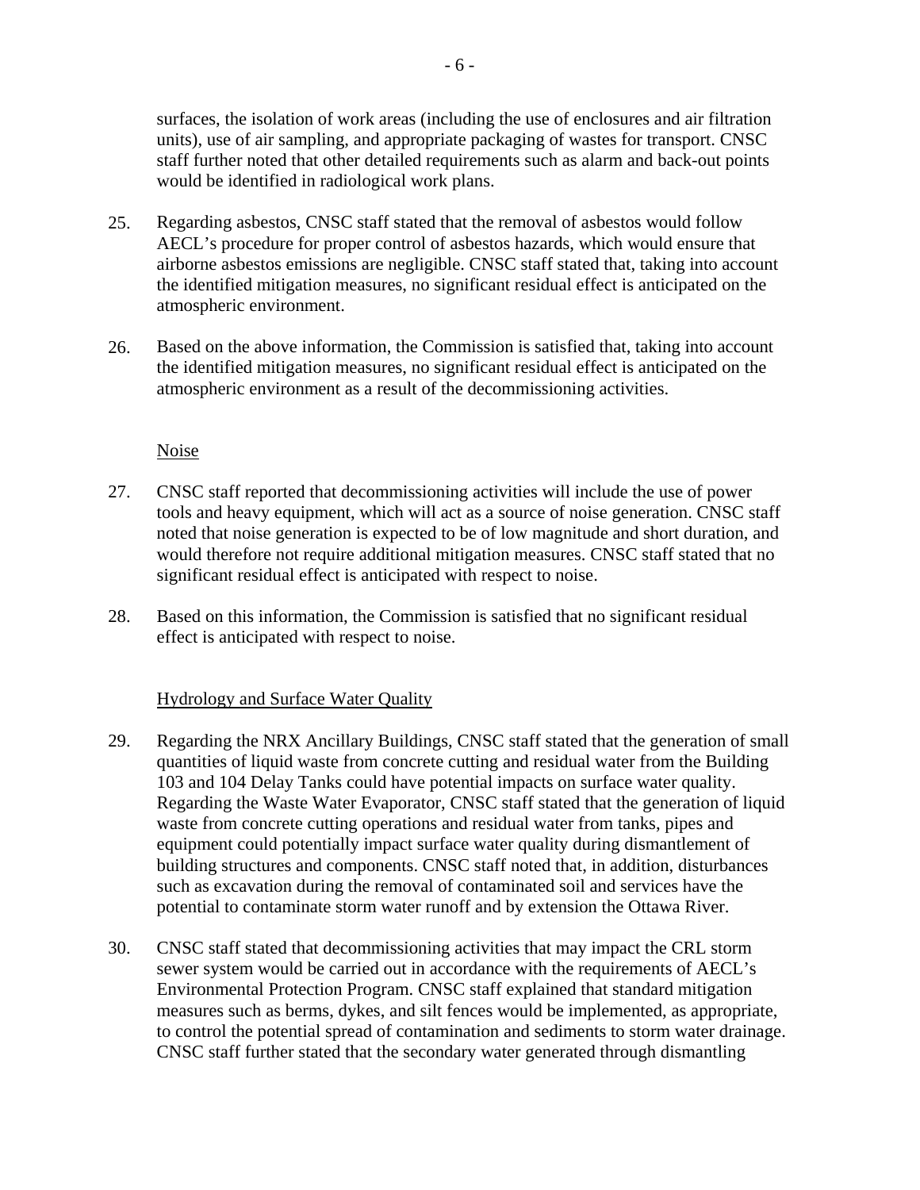surfaces, the isolation of work areas (including the use of enclosures and air filtration units), use of air sampling, and appropriate packaging of wastes for transport. CNSC staff further noted that other detailed requirements such as alarm and back-out points would be identified in radiological work plans.

25. Regarding asbestos, CNSC staff stated that the removal of asbestos would follow AECL's procedure for proper control of asbestos hazards, which would ensure that airborne asbestos emissions are negligible. CNSC staff stated that, taking into account the identified mitigation measures, no significant residual effect is anticipated on the atmospheric environment.

26. Based on the above information, the Commission is satisfied that, taking into account the identified mitigation measures, no significant residual effect is anticipated on the atmospheric environment as a result of the decommissioning activities.

### Noise

27. CNSC staff reported that decommissioning activities will include the use of power tools and heavy equipment, which will act as a source of noise generation. CNSC staff noted that noise generation is expected to be of low magnitude and short duration, and would therefore not require additional mitigation measures. CNSC staff stated that no significant residual effect is anticipated with respect to noise.

28. Based on this information, the Commission is satisfied that no significant residual effect is anticipated with respect to noise.

### Hydrology and Surface Water Quality

29. Regarding the NRX Ancillary Buildings, CNSC staff stated that the generation of small quantities of liquid waste from concrete cutting and residual water from the Building 103 and 104 Delay Tanks could have potential impacts on surface water quality. Regarding the Waste Water Evaporator, CNSC staff stated that the generation of liquid waste from concrete cutting operations and residual water from tanks, pipes and equipment could potentially impact surface water quality during dismantlement of building structures and components. CNSC staff noted that, in addition, disturbances such as excavation during the removal of contaminated soil and services have the potential to contaminate storm water runoff and by extension the Ottawa River.

30. CNSC staff stated that decommissioning activities that may impact the CRL storm sewer system would be carried out in accordance with the requirements of AECL's Environmental Protection Program. CNSC staff explained that standard mitigation measures such as berms, dykes, and silt fences would be implemented, as appropriate, to control the potential spread of contamination and sediments to storm water drainage. CNSC staff further stated that the secondary water generated through dismantling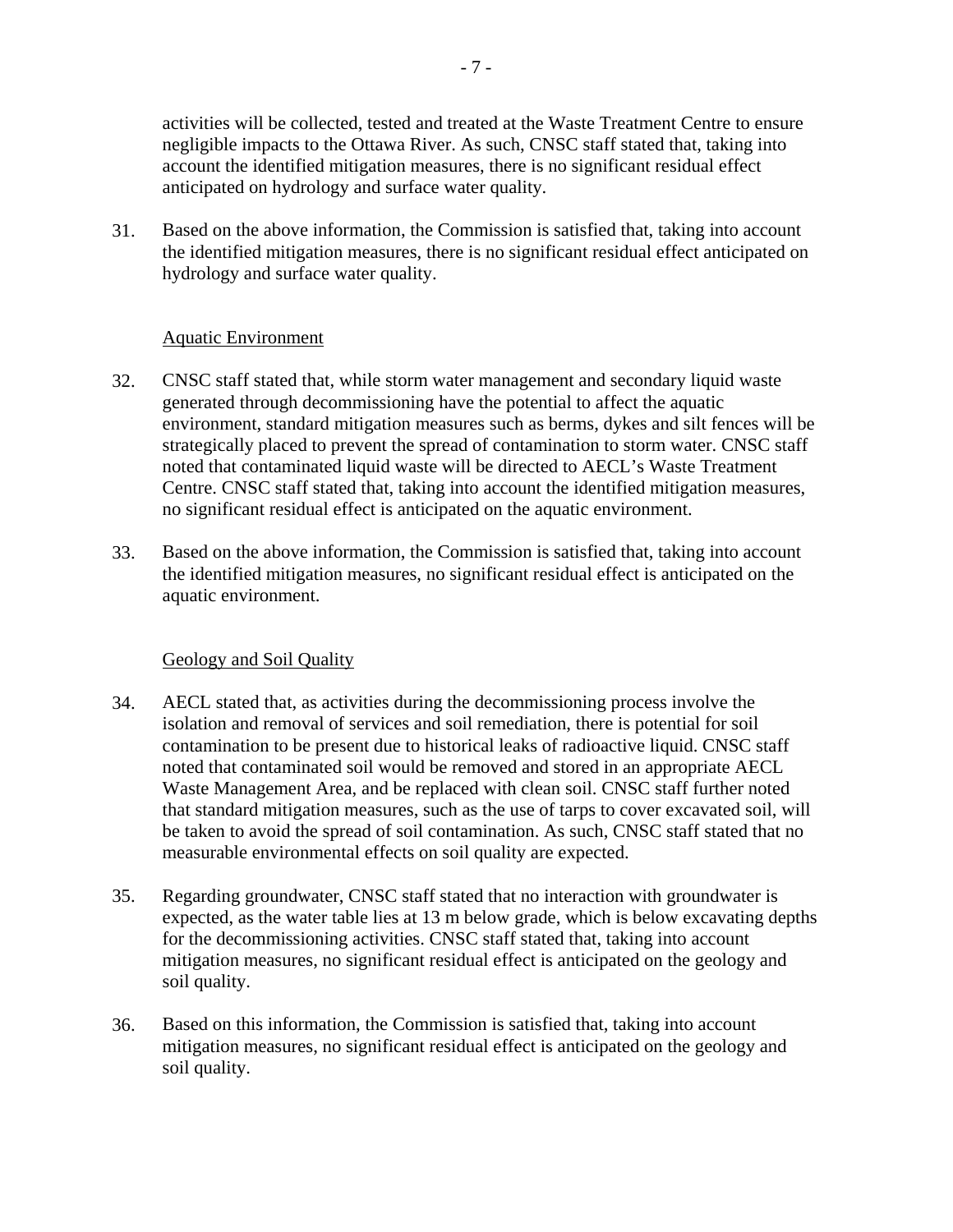activities will be collected, tested and treated at the Waste Treatment Centre to ensure negligible impacts to the Ottawa River. As such, CNSC staff stated that, taking into account the identified mitigation measures, there is no significant residual effect anticipated on hydrology and surface water quality.

31. Based on the above information, the Commission is satisfied that, taking into account the identified mitigation measures, there is no significant residual effect anticipated on hydrology and surface water quality.

Aquatic Environment

32. CNSC staff stated that, while storm water management and secondary liquid waste generated through decommissioning have the potential to affect the aquatic environment, standard mitigation measures such as berms, dykes and silt fences will be strategically placed to prevent the spread of contamination to storm water. CNSC staff noted that contaminated liquid waste will be directed to AECL's Waste Treatment Centre. CNSC staff stated that, taking into account the identified mitigation measures, no significant residual effect is anticipated on the aquatic environment.

33. Based on the above information, the Commission is satisfied that, taking into account the identified mitigation measures, no significant residual effect is anticipated on the aquatic environment.

Geology and Soil Quality

34. AECL stated that, as activities during the decommissioning process involve the isolation and removal of services and soil remediation, there is potential for soil contamination to be present due to historical leaks of radioactive liquid. CNSC staff noted that contaminated soil would be removed and stored in an appropriate AECL Waste Management Area, and be replaced with clean soil. CNSC staff further noted that standard mitigation measures, such as the use of tarps to cover excavated soil, will be taken to avoid the spread of soil contamination. As such, CNSC staff stated that no measurable environmental effects on soil quality are expected.

35. Regarding groundwater, CNSC staff stated that no interaction with groundwater is expected, as the water table lies at 13 m below grade, which is below excavating depths for the decommissioning activities. CNSC staff stated that, taking into account mitigation measures, no significant residual effect is anticipated on the geology and soil quality.

36. Based on this information, the Commission is satisfied that, taking into account mitigation measures, no significant residual effect is anticipated on the geology and soil quality.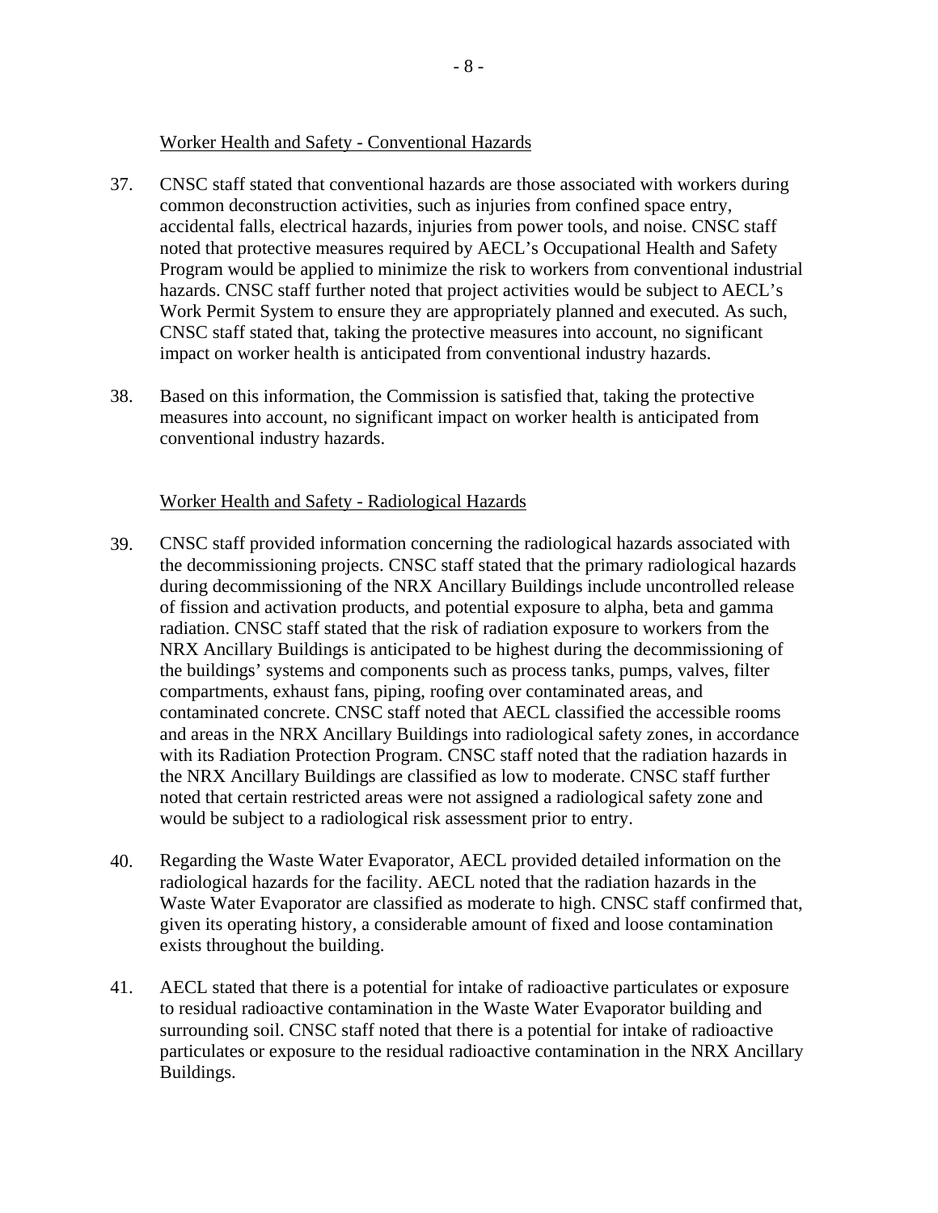Worker Health and Safety - Conventional Hazards

37. CNSC staff stated that conventional hazards are those associated with workers during common deconstruction activities, such as injuries from confined space entry, accidental falls, electrical hazards, injuries from power tools, and noise. CNSC staff noted that protective measures required by AECL's Occupational Health and Safety Program would be applied to minimize the risk to workers from conventional industrial hazards. CNSC staff further noted that project activities would be subject to AECL's Work Permit System to ensure they are appropriately planned and executed. As such, CNSC staff stated that, taking the protective measures into account, no significant impact on worker health is anticipated from conventional industry hazards.

38. Based on this information, the Commission is satisfied that, taking the protective measures into account, no significant impact on worker health is anticipated from conventional industry hazards.

Worker Health and Safety - Radiological Hazards

39. CNSC staff provided information concerning the radiological hazards associated with the decommissioning projects. CNSC staff stated that the primary radiological hazards during decommissioning of the NRX Ancillary Buildings include uncontrolled release of fission and activation products, and potential exposure to alpha, beta and gamma radiation. CNSC staff stated that the risk of radiation exposure to workers from the NRX Ancillary Buildings is anticipated to be highest during the decommissioning of the buildings' systems and components such as process tanks, pumps, valves, filter compartments, exhaust fans, piping, roofing over contaminated areas, and contaminated concrete. CNSC staff noted that AECL classified the accessible rooms and areas in the NRX Ancillary Buildings into radiological safety zones, in accordance with its Radiation Protection Program. CNSC staff noted that the radiation hazards in the NRX Ancillary Buildings are classified as low to moderate. CNSC staff further noted that certain restricted areas were not assigned a radiological safety zone and would be subject to a radiological risk assessment prior to entry.

40. Regarding the Waste Water Evaporator, AECL provided detailed information on the radiological hazards for the facility. AECL noted that the radiation hazards in the Waste Water Evaporator are classified as moderate to high. CNSC staff confirmed that, given its operating history, a considerable amount of fixed and loose contamination exists throughout the building.

41. AECL stated that there is a potential for intake of radioactive particulates or exposure to residual radioactive contamination in the Waste Water Evaporator building and surrounding soil. CNSC staff noted that there is a potential for intake of radioactive particulates or exposure to the residual radioactive contamination in the NRX Ancillary Buildings.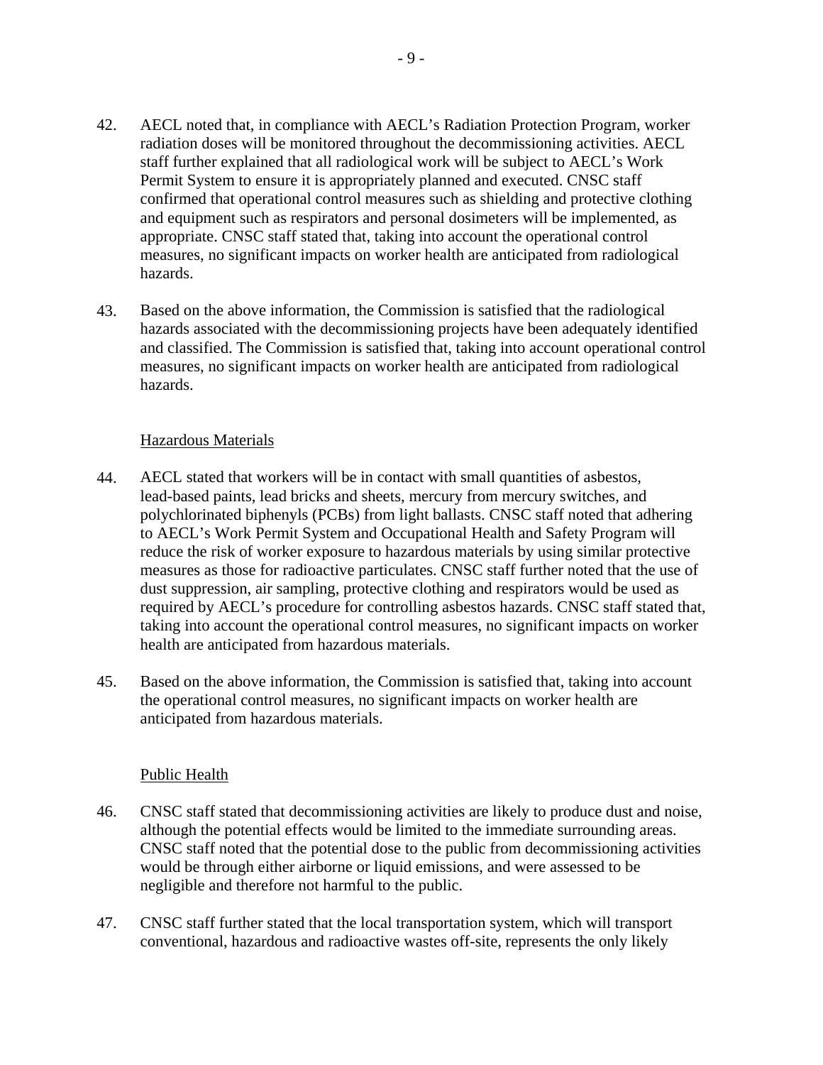42. AECL noted that, in compliance with AECL's Radiation Protection Program, worker radiation doses will be monitored throughout the decommissioning activities. AECL staff further explained that all radiological work will be subject to AECL's Work Permit System to ensure it is appropriately planned and executed. CNSC staff confirmed that operational control measures such as shielding and protective clothing and equipment such as respirators and personal dosimeters will be implemented, as appropriate. CNSC staff stated that, taking into account the operational control measures, no significant impacts on worker health are anticipated from radiological hazards.

43. Based on the above information, the Commission is satisfied that the radiological hazards associated with the decommissioning projects have been adequately identified and classified. The Commission is satisfied that, taking into account operational control measures, no significant impacts on worker health are anticipated from radiological hazards.

### Hazardous Materials

44. AECL stated that workers will be in contact with small quantities of asbestos, lead-based paints, lead bricks and sheets, mercury from mercury switches, and polychlorinated biphenyls (PCBs) from light ballasts. CNSC staff noted that adhering to AECL's Work Permit System and Occupational Health and Safety Program will reduce the risk of worker exposure to hazardous materials by using similar protective measures as those for radioactive particulates. CNSC staff further noted that the use of dust suppression, air sampling, protective clothing and respirators would be used as required by AECL's procedure for controlling asbestos hazards. CNSC staff stated that, taking into account the operational control measures, no significant impacts on worker health are anticipated from hazardous materials.

45. Based on the above information, the Commission is satisfied that, taking into account the operational control measures, no significant impacts on worker health are anticipated from hazardous materials.

### Public Health

46. CNSC staff stated that decommissioning activities are likely to produce dust and noise, although the potential effects would be limited to the immediate surrounding areas. CNSC staff noted that the potential dose to the public from decommissioning activities would be through either airborne or liquid emissions, and were assessed to be negligible and therefore not harmful to the public.

47. CNSC staff further stated that the local transportation system, which will transport conventional, hazardous and radioactive wastes off-site, represents the only likely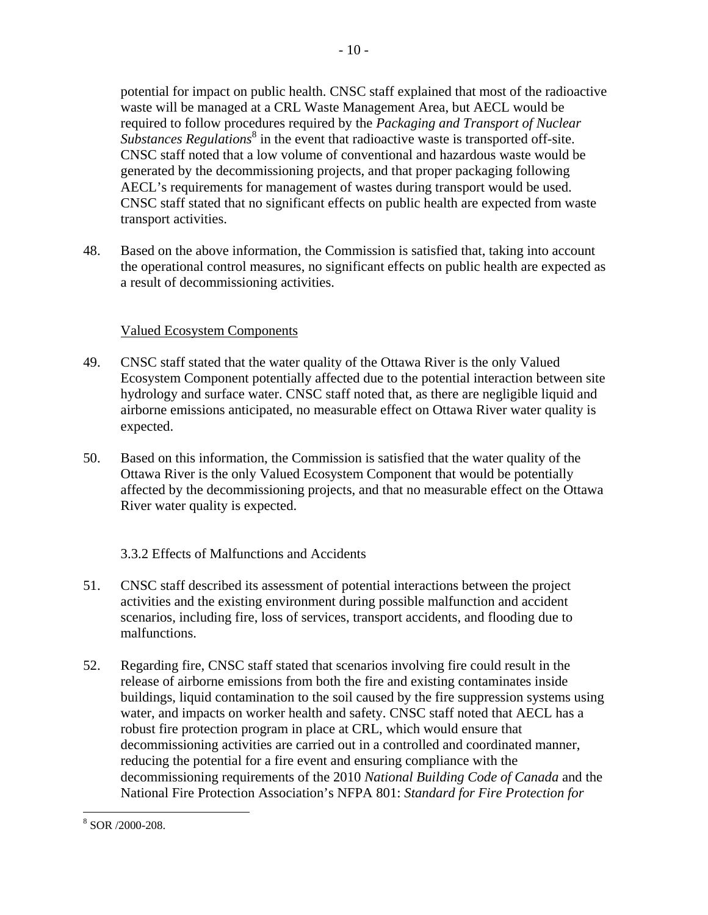potential for impact on public health. CNSC staff explained that most of the radioactive waste will be managed at a CRL Waste Management Area, but AECL would be required to follow procedures required by the *Packaging and Transport of Nuclear Substances Regulations*[8] in the event that radioactive waste is transported off-site. CNSC staff noted that a low volume of conventional and hazardous waste would be generated by the decommissioning projects, and that proper packaging following AECL's requirements for management of wastes during transport would be used. CNSC staff stated that no significant effects on public health are expected from waste transport activities.

48. Based on the above information, the Commission is satisfied that, taking into account the operational control measures, no significant effects on public health are expected as a result of decommissioning activities.

Valued Ecosystem Components

49. CNSC staff stated that the water quality of the Ottawa River is the only Valued Ecosystem Component potentially affected due to the potential interaction between site hydrology and surface water. CNSC staff noted that, as there are negligible liquid and airborne emissions anticipated, no measurable effect on Ottawa River water quality is expected.

50. Based on this information, the Commission is satisfied that the water quality of the Ottawa River is the only Valued Ecosystem Component that would be potentially affected by the decommissioning projects, and that no measurable effect on the Ottawa River water quality is expected.

### 3.3.2 Effects of Malfunctions and Accidents

51. CNSC staff described its assessment of potential interactions between the project activities and the existing environment during possible malfunction and accident scenarios, including fire, loss of services, transport accidents, and flooding due to malfunctions.

52. Regarding fire, CNSC staff stated that scenarios involving fire could result in the release of airborne emissions from both the fire and existing contaminates inside buildings, liquid contamination to the soil caused by the fire suppression systems using water, and impacts on worker health and safety. CNSC staff noted that AECL has a robust fire protection program in place at CRL, which would ensure that decommissioning activities are carried out in a controlled and coordinated manner, reducing the potential for a fire event and ensuring compliance with the decommissioning requirements of the 2010 *National Building Code of Canada* and the National Fire Protection Association's NFPA 801: *Standard for Fire Protection for*

[8] SOR /2000-208.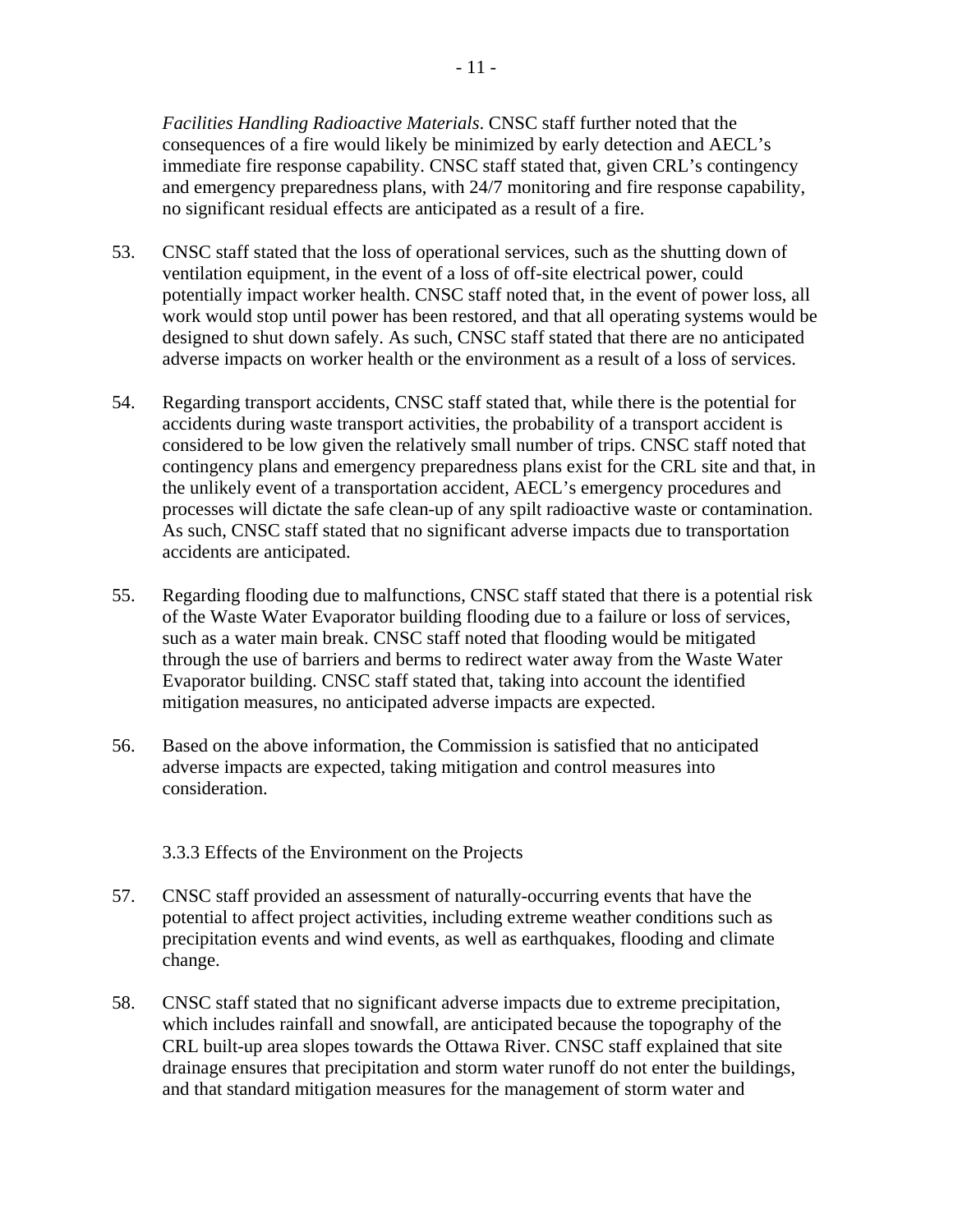*Facilities Handling Radioactive Materials*. CNSC staff further noted that the consequences of a fire would likely be minimized by early detection and AECL's immediate fire response capability. CNSC staff stated that, given CRL's contingency and emergency preparedness plans, with 24/7 monitoring and fire response capability, no significant residual effects are anticipated as a result of a fire.

53. CNSC staff stated that the loss of operational services, such as the shutting down of ventilation equipment, in the event of a loss of off-site electrical power, could potentially impact worker health. CNSC staff noted that, in the event of power loss, all work would stop until power has been restored, and that all operating systems would be designed to shut down safely. As such, CNSC staff stated that there are no anticipated adverse impacts on worker health or the environment as a result of a loss of services.

54. Regarding transport accidents, CNSC staff stated that, while there is the potential for accidents during waste transport activities, the probability of a transport accident is considered to be low given the relatively small number of trips. CNSC staff noted that contingency plans and emergency preparedness plans exist for the CRL site and that, in the unlikely event of a transportation accident, AECL's emergency procedures and processes will dictate the safe clean-up of any spilt radioactive waste or contamination. As such, CNSC staff stated that no significant adverse impacts due to transportation accidents are anticipated.

55. Regarding flooding due to malfunctions, CNSC staff stated that there is a potential risk of the Waste Water Evaporator building flooding due to a failure or loss of services, such as a water main break. CNSC staff noted that flooding would be mitigated through the use of barriers and berms to redirect water away from the Waste Water Evaporator building. CNSC staff stated that, taking into account the identified mitigation measures, no anticipated adverse impacts are expected.

56. Based on the above information, the Commission is satisfied that no anticipated adverse impacts are expected, taking mitigation and control measures into consideration.

### 3.3.3 Effects of the Environment on the Projects

57. CNSC staff provided an assessment of naturally-occurring events that have the potential to affect project activities, including extreme weather conditions such as precipitation events and wind events, as well as earthquakes, flooding and climate change.

58. CNSC staff stated that no significant adverse impacts due to extreme precipitation, which includes rainfall and snowfall, are anticipated because the topography of the CRL built-up area slopes towards the Ottawa River. CNSC staff explained that site drainage ensures that precipitation and storm water runoff do not enter the buildings, and that standard mitigation measures for the management of storm water and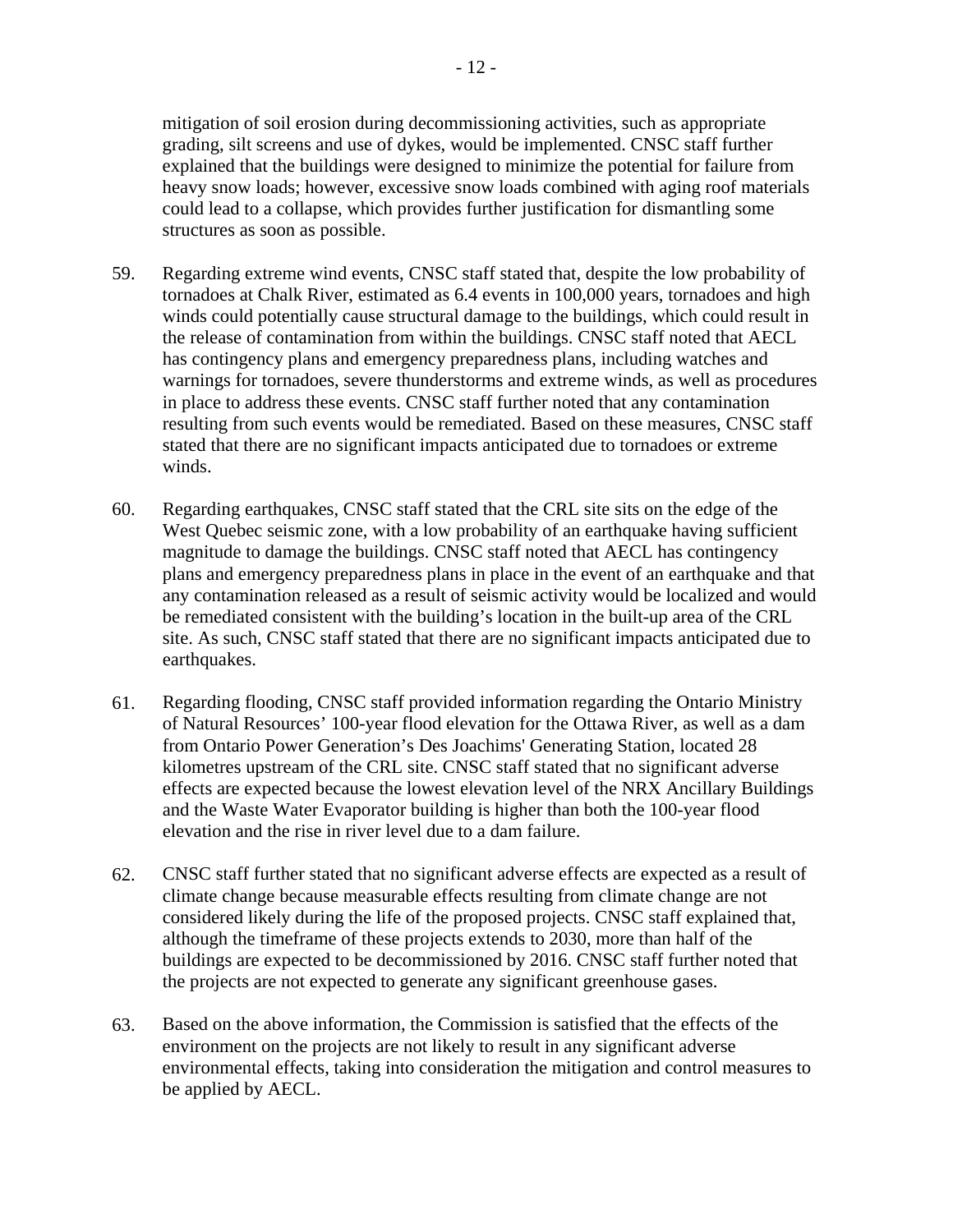mitigation of soil erosion during decommissioning activities, such as appropriate grading, silt screens and use of dykes, would be implemented. CNSC staff further explained that the buildings were designed to minimize the potential for failure from heavy snow loads; however, excessive snow loads combined with aging roof materials could lead to a collapse, which provides further justification for dismantling some structures as soon as possible.

59. Regarding extreme wind events, CNSC staff stated that, despite the low probability of tornadoes at Chalk River, estimated as 6.4 events in 100,000 years, tornadoes and high winds could potentially cause structural damage to the buildings, which could result in the release of contamination from within the buildings. CNSC staff noted that AECL has contingency plans and emergency preparedness plans, including watches and warnings for tornadoes, severe thunderstorms and extreme winds, as well as procedures in place to address these events. CNSC staff further noted that any contamination resulting from such events would be remediated. Based on these measures, CNSC staff stated that there are no significant impacts anticipated due to tornadoes or extreme winds.

60. Regarding earthquakes, CNSC staff stated that the CRL site sits on the edge of the West Quebec seismic zone, with a low probability of an earthquake having sufficient magnitude to damage the buildings. CNSC staff noted that AECL has contingency plans and emergency preparedness plans in place in the event of an earthquake and that any contamination released as a result of seismic activity would be localized and would be remediated consistent with the building's location in the built-up area of the CRL site. As such, CNSC staff stated that there are no significant impacts anticipated due to earthquakes.

61. Regarding flooding, CNSC staff provided information regarding the Ontario Ministry of Natural Resources' 100-year flood elevation for the Ottawa River, as well as a dam from Ontario Power Generation's Des Joachims' Generating Station, located 28 kilometres upstream of the CRL site. CNSC staff stated that no significant adverse effects are expected because the lowest elevation level of the NRX Ancillary Buildings and the Waste Water Evaporator building is higher than both the 100-year flood elevation and the rise in river level due to a dam failure.

62. CNSC staff further stated that no significant adverse effects are expected as a result of climate change because measurable effects resulting from climate change are not considered likely during the life of the proposed projects. CNSC staff explained that, although the timeframe of these projects extends to 2030, more than half of the buildings are expected to be decommissioned by 2016. CNSC staff further noted that the projects are not expected to generate any significant greenhouse gases.

63. Based on the above information, the Commission is satisfied that the effects of the environment on the projects are not likely to result in any significant adverse environmental effects, taking into consideration the mitigation and control measures to be applied by AECL.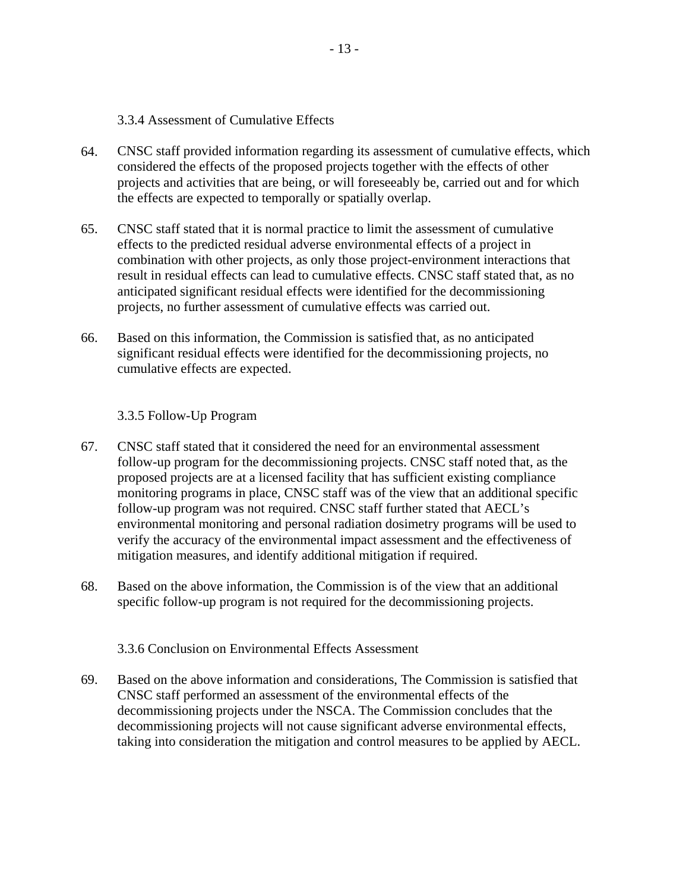### 3.3.4 Assessment of Cumulative Effects

64. CNSC staff provided information regarding its assessment of cumulative effects, which considered the effects of the proposed projects together with the effects of other projects and activities that are being, or will foreseeably be, carried out and for which the effects are expected to temporally or spatially overlap.

65. CNSC staff stated that it is normal practice to limit the assessment of cumulative effects to the predicted residual adverse environmental effects of a project in combination with other projects, as only those project-environment interactions that result in residual effects can lead to cumulative effects. CNSC staff stated that, as no anticipated significant residual effects were identified for the decommissioning projects, no further assessment of cumulative effects was carried out.

66. Based on this information, the Commission is satisfied that, as no anticipated significant residual effects were identified for the decommissioning projects, no cumulative effects are expected.

### 3.3.5 Follow-Up Program

67. CNSC staff stated that it considered the need for an environmental assessment follow-up program for the decommissioning projects. CNSC staff noted that, as the proposed projects are at a licensed facility that has sufficient existing compliance monitoring programs in place, CNSC staff was of the view that an additional specific follow-up program was not required. CNSC staff further stated that AECL's environmental monitoring and personal radiation dosimetry programs will be used to verify the accuracy of the environmental impact assessment and the effectiveness of mitigation measures, and identify additional mitigation if required.

68. Based on the above information, the Commission is of the view that an additional specific follow-up program is not required for the decommissioning projects.

### 3.3.6 Conclusion on Environmental Effects Assessment

69. Based on the above information and considerations, The Commission is satisfied that CNSC staff performed an assessment of the environmental effects of the decommissioning projects under the NSCA. The Commission concludes that the decommissioning projects will not cause significant adverse environmental effects, taking into consideration the mitigation and control measures to be applied by AECL.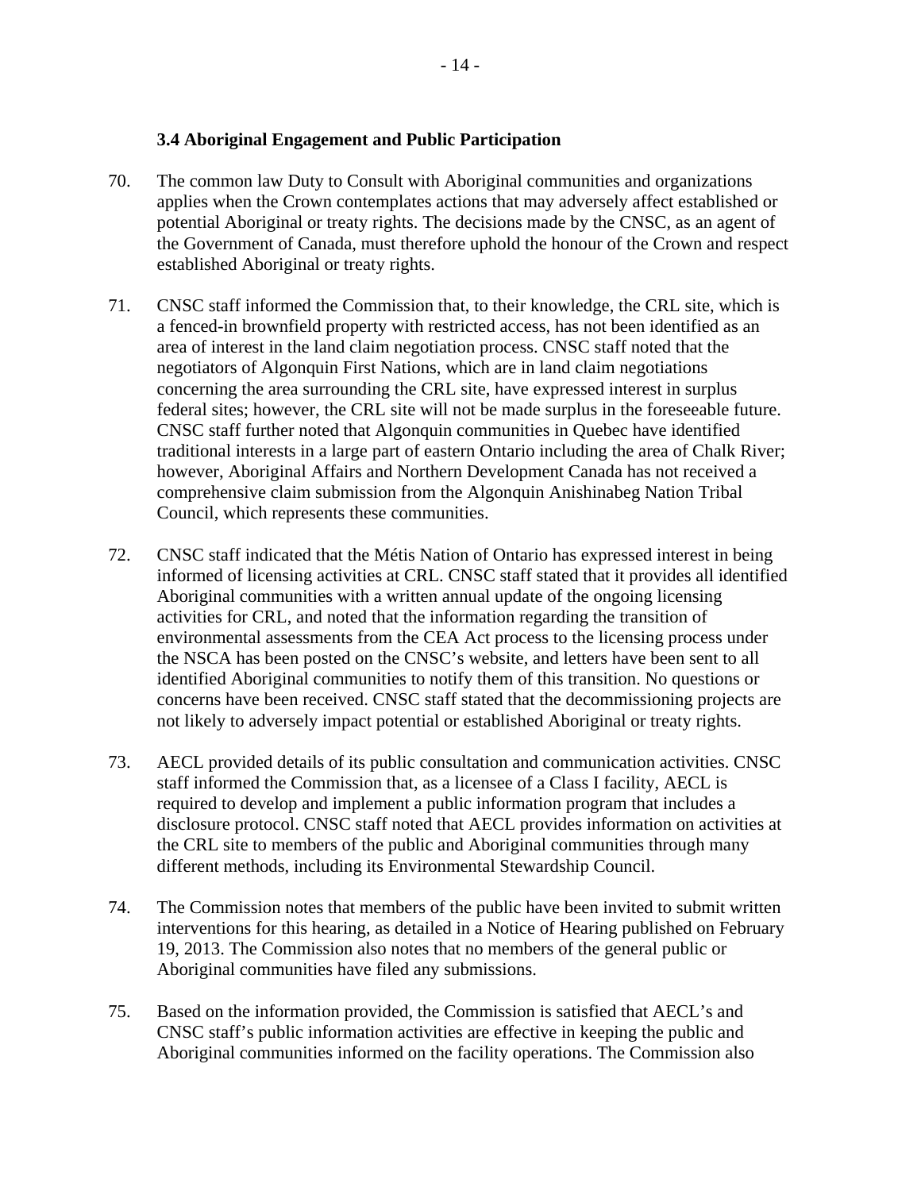### 3.4 Aboriginal Engagement and Public Participation

70. The common law Duty to Consult with Aboriginal communities and organizations applies when the Crown contemplates actions that may adversely affect established or potential Aboriginal or treaty rights. The decisions made by the CNSC, as an agent of the Government of Canada, must therefore uphold the honour of the Crown and respect established Aboriginal or treaty rights.

71. CNSC staff informed the Commission that, to their knowledge, the CRL site, which is a fenced-in brownfield property with restricted access, has not been identified as an area of interest in the land claim negotiation process. CNSC staff noted that the negotiators of Algonquin First Nations, which are in land claim negotiations concerning the area surrounding the CRL site, have expressed interest in surplus federal sites; however, the CRL site will not be made surplus in the foreseeable future. CNSC staff further noted that Algonquin communities in Quebec have identified traditional interests in a large part of eastern Ontario including the area of Chalk River; however, Aboriginal Affairs and Northern Development Canada has not received a comprehensive claim submission from the Algonquin Anishinabeg Nation Tribal Council, which represents these communities.

72. CNSC staff indicated that the Métis Nation of Ontario has expressed interest in being informed of licensing activities at CRL. CNSC staff stated that it provides all identified Aboriginal communities with a written annual update of the ongoing licensing activities for CRL, and noted that the information regarding the transition of environmental assessments from the CEA Act process to the licensing process under the NSCA has been posted on the CNSC's website, and letters have been sent to all identified Aboriginal communities to notify them of this transition. No questions or concerns have been received. CNSC staff stated that the decommissioning projects are not likely to adversely impact potential or established Aboriginal or treaty rights.

73. AECL provided details of its public consultation and communication activities. CNSC staff informed the Commission that, as a licensee of a Class I facility, AECL is required to develop and implement a public information program that includes a disclosure protocol. CNSC staff noted that AECL provides information on activities at the CRL site to members of the public and Aboriginal communities through many different methods, including its Environmental Stewardship Council.

74. The Commission notes that members of the public have been invited to submit written interventions for this hearing, as detailed in a Notice of Hearing published on February 19, 2013. The Commission also notes that no members of the general public or Aboriginal communities have filed any submissions.

75. Based on the information provided, the Commission is satisfied that AECL's and CNSC staff's public information activities are effective in keeping the public and Aboriginal communities informed on the facility operations. The Commission also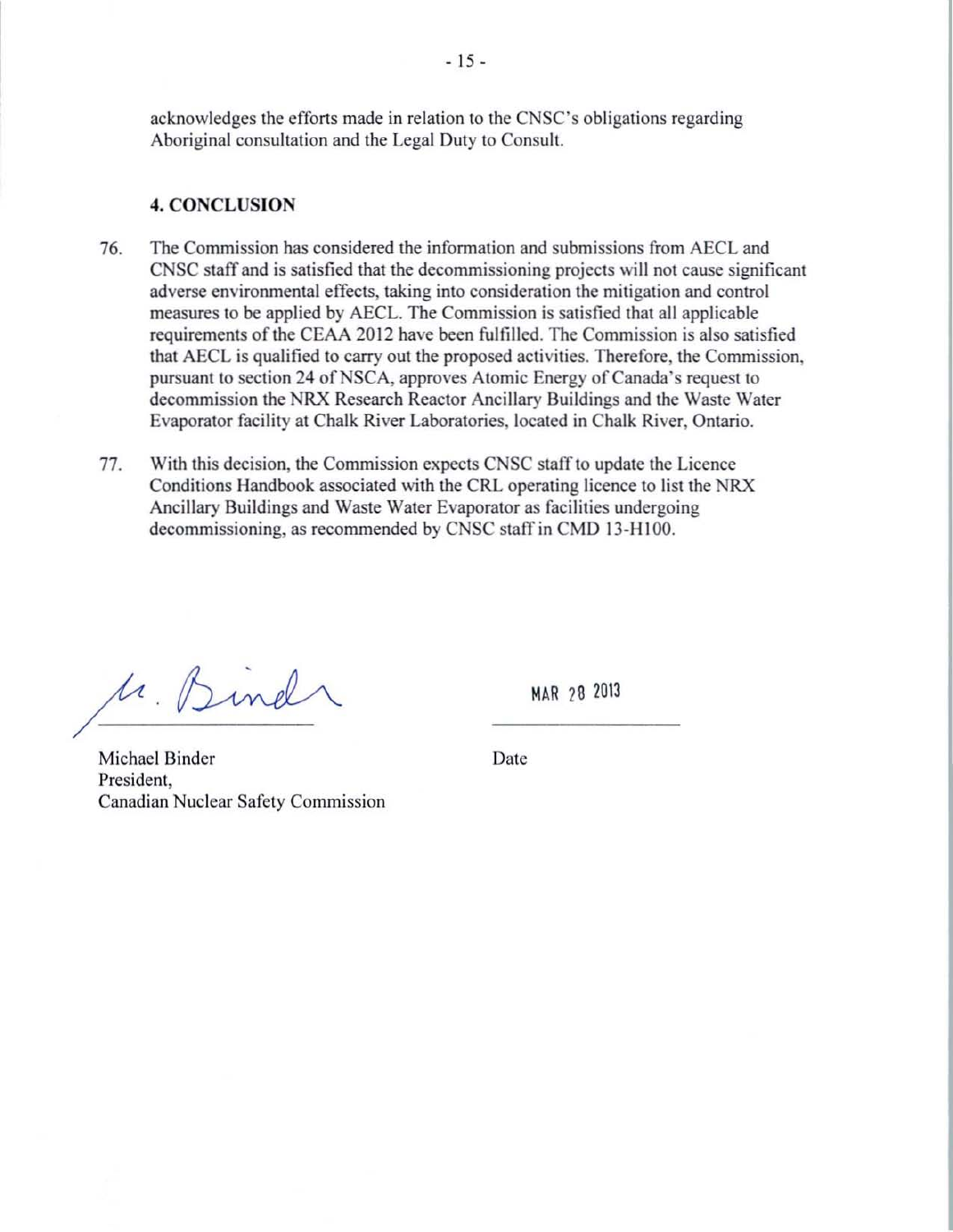acknowledges the efforts made in relation to the CNSC's obligations regarding Aboriginal consultation and the Legal Duty to Consult.

### 4. CONCLUSION

76. The Commission has considered the information and submissions from AECL and CNSC staff and is satisfied that the decommissioning projects will not cause significant adverse environmental effects, taking into consideration the mitigation and control measures to be applied by AECL. The Commission is satisfied that all applicable requirements of the CEAA 2012 have been fulfilled. The Commission is also satisfied that AECL is qualified to carry out the proposed activities. Therefore, the Commission, pursuant to section 24 of NSCA, approves Atomic Energy of Canada's request to decommission the NRX Research Reactor Ancillary Buildings and the Waste Water Evaporator facility at Chalk River Laboratories, located in Chalk River, Ontario.

77. With this decision, the Commission expects CNSC staff to update the Licence Conditions Handbook associated with the CRL operating licence to list the NRX Ancillary Buildings and Waste Water Evaporator as facilities undergoing decommissioning, as recommended by CNSC staff in CMD 13-H100.

M. Binder

Michael Binder
President,
Canadian Nuclear Safety Commission

MAR 28 2013

Date